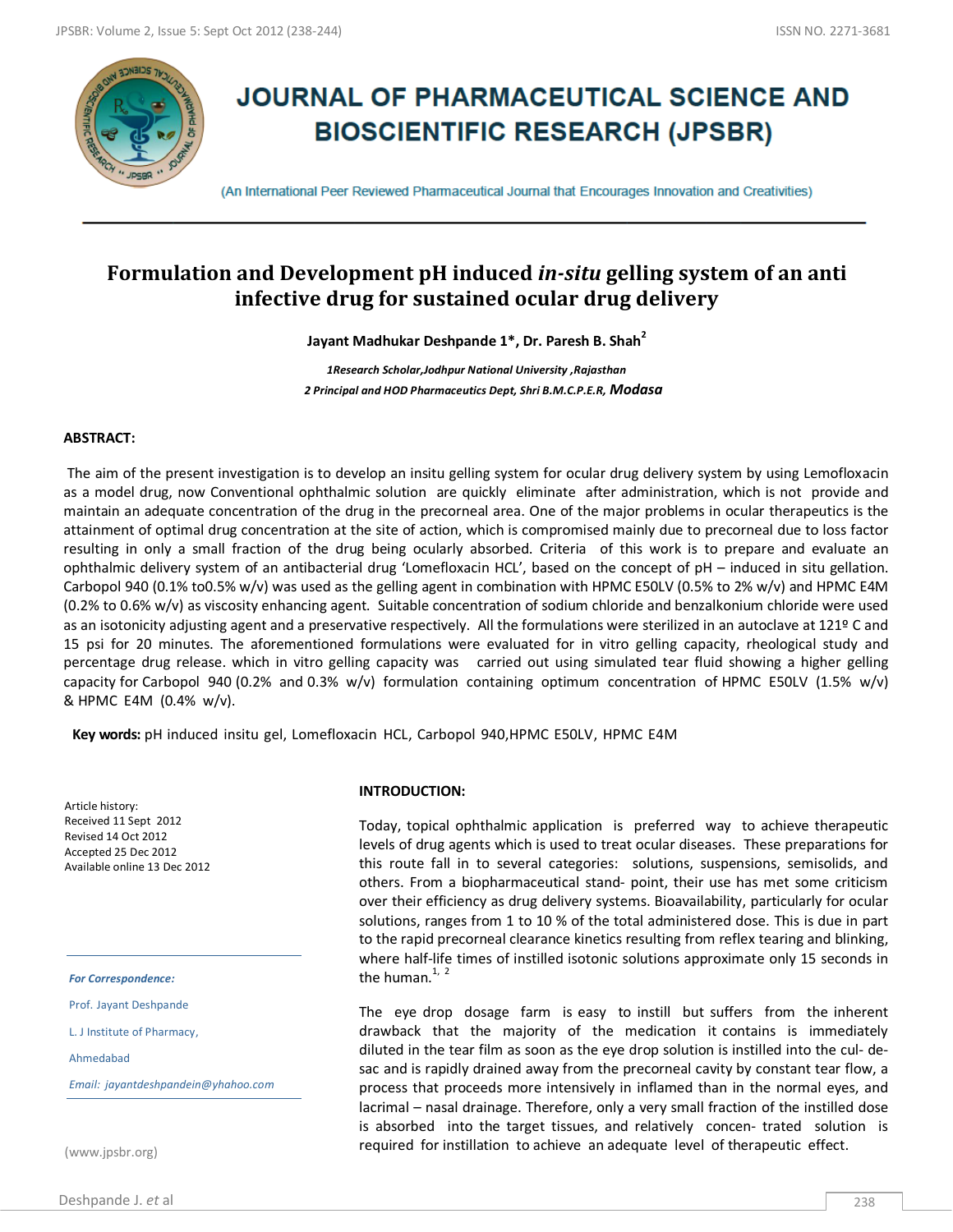# JOURNAL OF PHARMACEUTICAL SCIENCE AND BIOSCIENTIFIC RESEARCH (JPSBR)

(An International Peer Reviewed Pharmaceutical Journal that Encourages Innovation and Creativities)

## Formulation and Development pH induced *in-situ* gelling system of an anti infective drug for sustained ocular drug delivery

**Jayant Madhukar Deshpande 1*, Dr. Paresh B. Shah[2]**

*1Research Scholar,Jodhpur National University ,Rajasthan*

*2 Principal and HOD Pharmaceutics Dept, Shri B.M.C.P.E.R, Modasa*

### ABSTRACT:

The aim of the present investigation is to develop an insitu gelling system for ocular drug delivery system by using Lemofloxacin as a model drug, now Conventional ophthalmic solution are quickly eliminate after administration, which is not provide and maintain an adequate concentration of the drug in the precorneal area. One of the major problems in ocular therapeutics is the attainment of optimal drug concentration at the site of action, which is compromised mainly due to precorneal due to loss factor resulting in only a small fraction of the drug being ocularly absorbed. Criteria of this work is to prepare and evaluate an ophthalmic delivery system of an antibacterial drug 'Lomefloxacin HCL', based on the concept of pH – induced in situ gelation. Carbopol 940 (0.1% to0.5% w/v) was used as the gelling agent in combination with HPMC E50LV (0.5% to 2% w/v) and HPMC E4M (0.2% to 0.6% w/v) as viscosity enhancing agent. Suitable concentration of sodium chloride and benzalkonium chloride were used as an isotonicity adjusting agent and a preservative respectively. All the formulations were sterilized in an autoclave at 121º C and 15 psi for 20 minutes. The aforementioned formulations were evaluated for in vitro gelling capacity, rheological study and percentage drug release. which in vitro gelling capacity was carried out using simulated tear fluid showing a higher gelling capacity for Carbopol 940 (0.2% and 0.3% w/v) formulation containing optimum concentration of HPMC E50LV (1.5% w/v) & HPMC E4M (0.4% w/v).

**Key words:** pH induced insitu gel, Lomefloxacin HCL, Carbopol 940,HPMC E50LV, HPMC E4M

Article history:
Received 11 Sept 2012
Revised 14 Oct 2012
Accepted 25 Dec 2012
Available online 13 Dec 2012

*For Correspondence:*

Prof. Jayant Deshpande

L. J Institute of Pharmacy,

Ahmedabad

Email: jayantdeshpandein@yhahoo.com

(www.jpsbr.org)

### INTRODUCTION:

Today, topical ophthalmic application is preferred way to achieve therapeutic levels of drug agents which is used to treat ocular diseases. These preparations for this route fall in to several categories: solutions, suspensions, semisolids, and others. From a biopharmaceutical stand- point, their use has met some criticism over their efficiency as drug delivery systems. Bioavailability, particularly for ocular solutions, ranges from 1 to 10 % of the total administered dose. This is due in part to the rapid precorneal clearance kinetics resulting from reflex tearing and blinking, where half-life times of instilled isotonic solutions approximate only 15 seconds in the human.[1, 2]

The eye drop dosage farm is easy to instill but suffers from the inherent drawback that the majority of the medication it contains is immediately diluted in the tear film as soon as the eye drop solution is instilled into the cul- de-sac and is rapidly drained away from the precorneal cavity by constant tear flow, a process that proceeds more intensively in inflamed than in the normal eyes, and lacrimal – nasal drainage. Therefore, only a very small fraction of the instilled dose is absorbed into the target tissues, and relatively concen- trated solution is required for instillation to achieve an adequate level of therapeutic effect.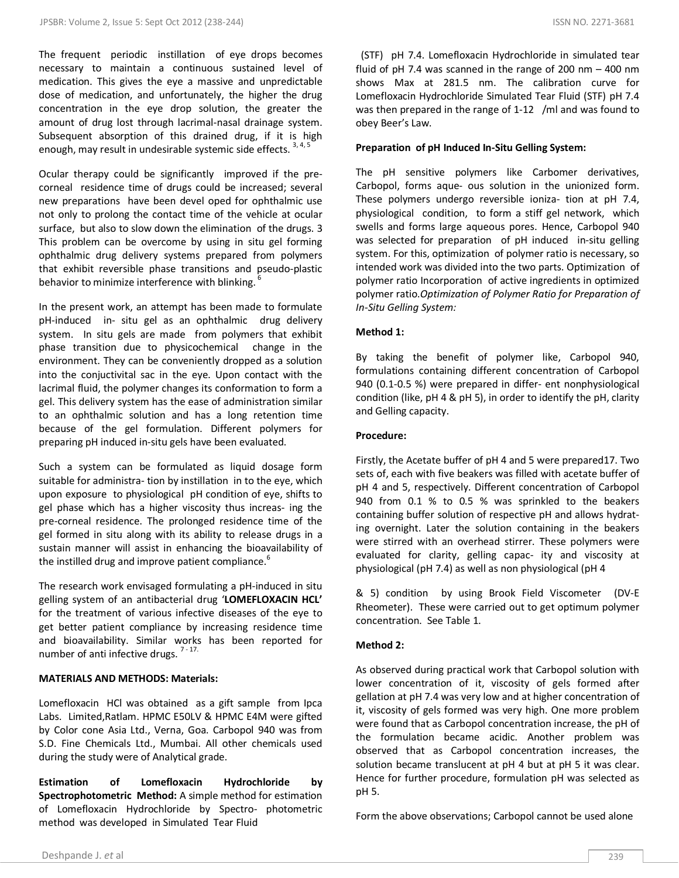The frequent periodic instillation of eye drops becomes necessary to maintain a continuous sustained level of medication. This gives the eye a massive and unpredictable dose of medication, and unfortunately, the higher the drug concentration in the eye drop solution, the greater the amount of drug lost through lacrimal-nasal drainage system. Subsequent absorption of this drained drug, if it is high enough, may result in undesirable systemic side effects. [3, 4, 5]

Ocular therapy could be significantly improved if the pre-corneal residence time of drugs could be increased; several new preparations have been devel oped for ophthalmic use not only to prolong the contact time of the vehicle at ocular surface, but also to slow down the elimination of the drugs. 3 This problem can be overcome by using in situ gel forming ophthalmic drug delivery systems prepared from polymers that exhibit reversible phase transitions and pseudo-plastic behavior to minimize interference with blinking. [6]

In the present work, an attempt has been made to formulate pH-induced in- situ gel as an ophthalmic drug delivery system. In situ gels are made from polymers that exhibit phase transition due to physicochemical change in the environment. They can be conveniently dropped as a solution into the conjuctivital sac in the eye. Upon contact with the lacrimal fluid, the polymer changes its conformation to form a gel. This delivery system has the ease of administration similar to an ophthalmic solution and has a long retention time because of the gel formulation. Different polymers for preparing pH induced in-situ gels have been evaluated.

Such a system can be formulated as liquid dosage form suitable for administra- tion by instillation in to the eye, which upon exposure to physiological pH condition of eye, shifts to gel phase which has a higher viscosity thus increas- ing the pre-corneal residence. The prolonged residence time of the gel formed in situ along with its ability to release drugs in a sustain manner will assist in enhancing the bioavailability of the instilled drug and improve patient compliance.[6]

The research work envisaged formulating a pH-induced in situ gelling system of an antibacterial drug '**LOMEFLOXACIN HCL**' for the treatment of various infective diseases of the eye to get better patient compliance by increasing residence time and bioavailability. Similar works has been reported for number of anti infective drugs. [7 - 17.]

**MATERIALS AND METHODS: Materials:**

Lomefloxacin HCl was obtained as a gift sample from Ipca Labs. Limited,Ratlam. HPMC E50LV & HPMC E4M were gifted by Color cone Asia Ltd., Verna, Goa. Carbopol 940 was from S.D. Fine Chemicals Ltd., Mumbai. All other chemicals used during the study were of Analytical grade.

**Estimation of Lomefloxacin Hydrochloride by Spectrophotometric Method:** A simple method for estimation of Lomefloxacin Hydrochloride by Spectro- photometric method was developed in Simulated Tear Fluid (STF) pH 7.4. Lomefloxacin Hydrochloride in simulated tear fluid of pH 7.4 was scanned in the range of 200 nm – 400 nm shows Max at 281.5 nm. The calibration curve for Lomefloxacin Hydrochloride Simulated Tear Fluid (STF) pH 7.4 was then prepared in the range of 1-12 /ml and was found to obey Beer's Law.

**Preparation of pH Induced In-Situ Gelling System:**

The pH sensitive polymers like Carbomer derivatives, Carbopol, forms aque- ous solution in the unionized form. These polymers undergo reversible ioniza- tion at pH 7.4, physiological condition, to form a stiff gel network, which swells and forms large aqueous pores. Hence, Carbopol 940 was selected for preparation of pH induced in-situ gelling system. For this, optimization of polymer ratio is necessary, so intended work was divided into the two parts. Optimization of polymer ratio Incorporation of active ingredients in optimized polymer ratio.*Optimization of Polymer Ratio for Preparation of In-Situ Gelling System:*

**Method 1:**

By taking the benefit of polymer like, Carbopol 940, formulations containing different concentration of Carbopol 940 (0.1-0.5 %) were prepared in differ- ent nonphysiological condition (like, pH 4 & pH 5), in order to identify the pH, clarity and Gelling capacity.

**Procedure:**

Firstly, the Acetate buffer of pH 4 and 5 were prepared17. Two sets of, each with five beakers was filled with acetate buffer of pH 4 and 5, respectively. Different concentration of Carbopol 940 from 0.1 % to 0.5 % was sprinkled to the beakers containing buffer solution of respective pH and allows hydrat- ing overnight. Later the solution containing in the beakers were stirred with an overhead stirrer. These polymers were evaluated for clarity, gelling capac- ity and viscosity at physiological (pH 7.4) as well as non physiological (pH 4 & 5) condition by using Brook Field Viscometer (DV-E Rheometer). These were carried out to get optimum polymer concentration. See Table 1.

**Method 2:**

As observed during practical work that Carbopol solution with lower concentration of it, viscosity of gels formed after gellation at pH 7.4 was very low and at higher concentration of it, viscosity of gels formed was very high. One more problem were found that as Carbopol concentration increase, the pH of the formulation became acidic. Another problem was observed that as Carbopol concentration increases, the solution became translucent at pH 4 but at pH 5 it was clear. Hence for further procedure, formulation pH was selected as pH 5.

Form the above observations; Carbopol cannot be used alone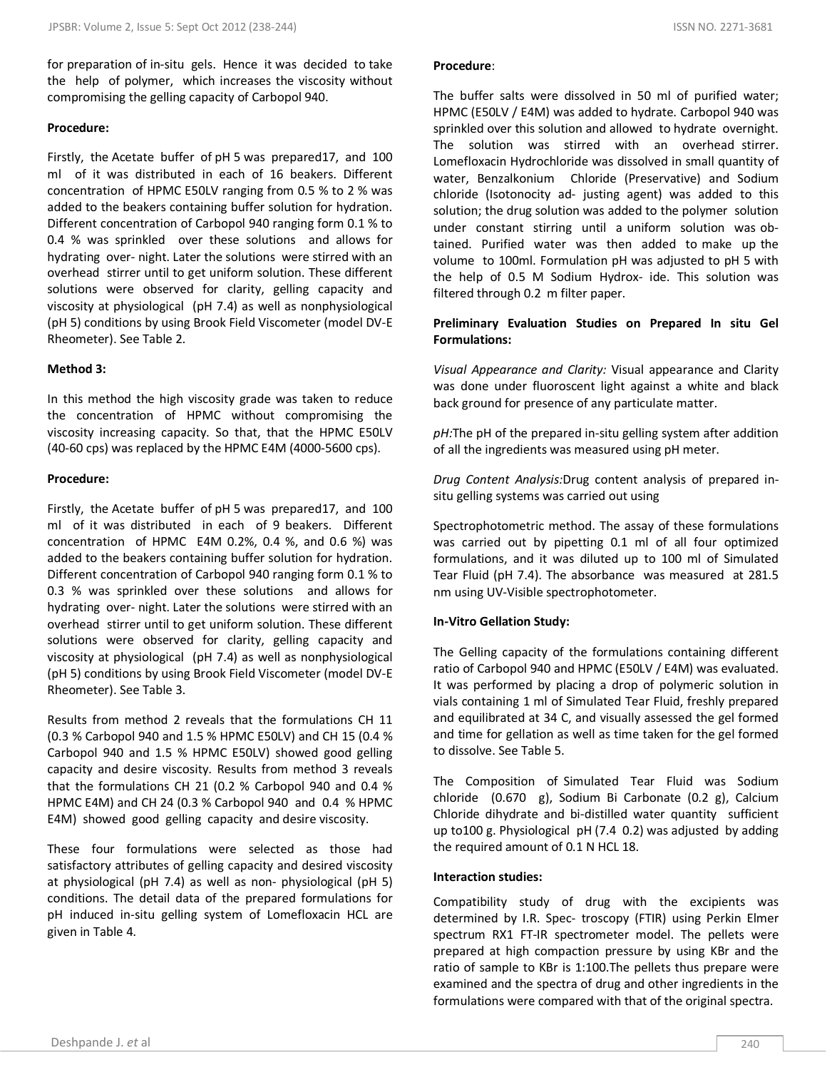for preparation of in-situ gels. Hence it was decided to take the help of polymer, which increases the viscosity without compromising the gelling capacity of Carbopol 940.

**Procedure:**

Firstly, the Acetate buffer of pH 5 was prepared17, and 100 ml of it was distributed in each of 16 beakers. Different concentration of HPMC E50LV ranging from 0.5 % to 2 % was added to the beakers containing buffer solution for hydration. Different concentration of Carbopol 940 ranging form 0.1 % to 0.4 % was sprinkled over these solutions and allows for hydrating over- night. Later the solutions were stirred with an overhead stirrer until to get uniform solution. These different solutions were observed for clarity, gelling capacity and viscosity at physiological (pH 7.4) as well as nonphysiological (pH 5) conditions by using Brook Field Viscometer (model DV-E Rheometer). See Table 2.

**Method 3:**

In this method the high viscosity grade was taken to reduce the concentration of HPMC without compromising the viscosity increasing capacity. So that, that the HPMC E50LV (40-60 cps) was replaced by the HPMC E4M (4000-5600 cps).

**Procedure:**

Firstly, the Acetate buffer of pH 5 was prepared17, and 100 ml of it was distributed in each of 9 beakers. Different concentration of HPMC E4M 0.2%, 0.4 %, and 0.6 %) was added to the beakers containing buffer solution for hydration. Different concentration of Carbopol 940 ranging form 0.1 % to 0.3 % was sprinkled over these solutions and allows for hydrating over- night. Later the solutions were stirred with an overhead stirrer until to get uniform solution. These different solutions were observed for clarity, gelling capacity and viscosity at physiological (pH 7.4) as well as nonphysiological (pH 5) conditions by using Brook Field Viscometer (model DV-E Rheometer). See Table 3.

Results from method 2 reveals that the formulations CH 11 (0.3 % Carbopol 940 and 1.5 % HPMC E50LV) and CH 15 (0.4 % Carbopol 940 and 1.5 % HPMC E50LV) showed good gelling capacity and desire viscosity. Results from method 3 reveals that the formulations CH 21 (0.2 % Carbopol 940 and 0.4 % HPMC E4M) and CH 24 (0.3 % Carbopol 940 and 0.4 % HPMC E4M) showed good gelling capacity and desire viscosity.

These four formulations were selected as those had satisfactory attributes of gelling capacity and desired viscosity at physiological (pH 7.4) as well as non- physiological (pH 5) conditions. The detail data of the prepared formulations for pH induced in-situ gelling system of Lomefloxacin HCL are given in Table 4.

**Procedure**:

The buffer salts were dissolved in 50 ml of purified water; HPMC (E50LV / E4M) was added to hydrate. Carbopol 940 was sprinkled over this solution and allowed to hydrate overnight. The solution was stirred with an overhead stirrer. Lomefloxacin Hydrochloride was dissolved in small quantity of water, Benzalkonium Chloride (Preservative) and Sodium chloride (Isotonocity ad- justing agent) was added to this solution; the drug solution was added to the polymer solution under constant stirring until a uniform solution was ob- tained. Purified water was then added to make up the volume to 100ml. Formulation pH was adjusted to pH 5 with the help of 0.5 M Sodium Hydrox- ide. This solution was filtered through 0.2 m filter paper.

**Preliminary Evaluation Studies on Prepared In situ Gel Formulations:**

*Visual Appearance and Clarity:* Visual appearance and Clarity was done under fluoroscent light against a white and black back ground for presence of any particulate matter.

*pH:*The pH of the prepared in-situ gelling system after addition of all the ingredients was measured using pH meter.

*Drug Content Analysis:*Drug content analysis of prepared in-situ gelling systems was carried out using

Spectrophotometric method. The assay of these formulations was carried out by pipetting 0.1 ml of all four optimized formulations, and it was diluted up to 100 ml of Simulated Tear Fluid (pH 7.4). The absorbance was measured at 281.5 nm using UV-Visible spectrophotometer.

**In-Vitro Gellation Study:**

The Gelling capacity of the formulations containing different ratio of Carbopol 940 and HPMC (E50LV / E4M) was evaluated. It was performed by placing a drop of polymeric solution in vials containing 1 ml of Simulated Tear Fluid, freshly prepared and equilibrated at 34 C, and visually assessed the gel formed and time for gellation as well as time taken for the gel formed to dissolve. See Table 5.

The Composition of Simulated Tear Fluid was Sodium chloride (0.670 g), Sodium Bi Carbonate (0.2 g), Calcium Chloride dihydrate and bi-distilled water quantity sufficient up to100 g. Physiological pH (7.4 0.2) was adjusted by adding the required amount of 0.1 N HCL 18.

**Interaction studies:**

Compatibility study of drug with the excipients was determined by I.R. Spec- troscopy (FTIR) using Perkin Elmer spectrum RX1 FT-IR spectrometer model. The pellets were prepared at high compaction pressure by using KBr and the ratio of sample to KBr is 1:100.The pellets thus prepare were examined and the spectra of drug and other ingredients in the formulations were compared with that of the original spectra.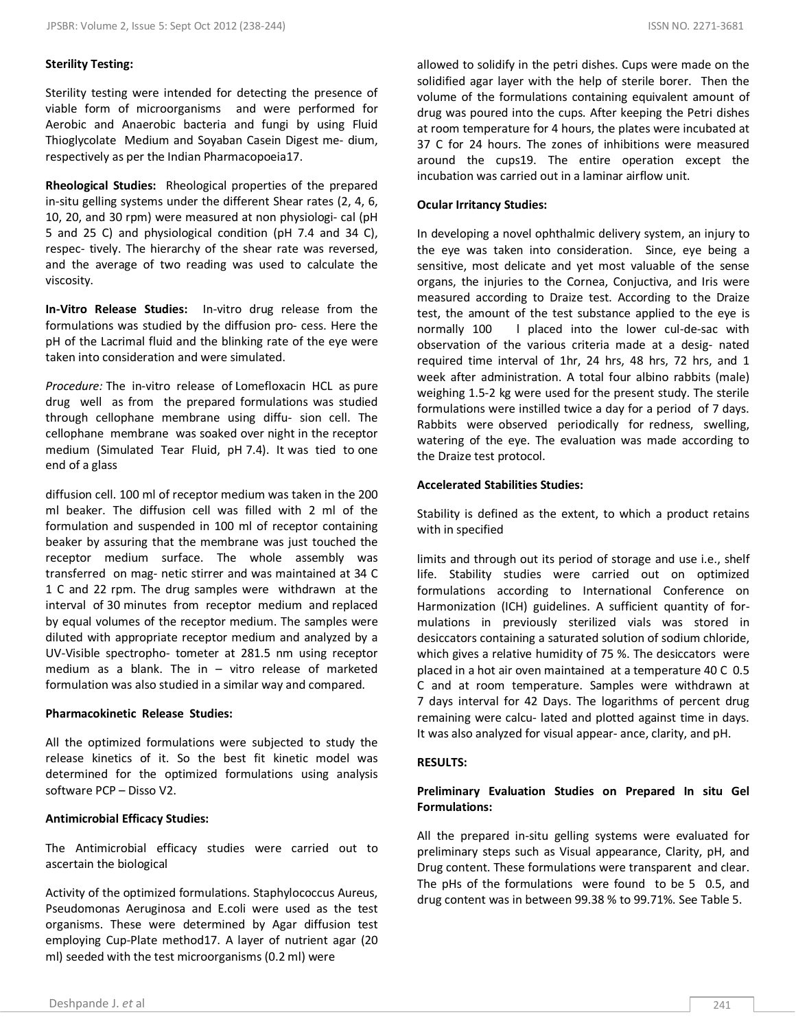**Sterility Testing:**

Sterility testing were intended for detecting the presence of viable form of microorganisms and were performed for Aerobic and Anaerobic bacteria and fungi by using Fluid Thioglycolate Medium and Soyaban Casein Digest medium, respectively as per the Indian Pharmacopoeia17.

**Rheological Studies:** Rheological properties of the prepared in-situ gelling systems under the different Shear rates (2, 4, 6, 10, 20, and 30 rpm) were measured at non physiological (pH 5 and 25 C) and physiological condition (pH 7.4 and 34 C), respectively. The hierarchy of the shear rate was reversed, and the average of two reading was used to calculate the viscosity.

**In-Vitro Release Studies:** In-vitro drug release from the formulations was studied by the diffusion process. Here the pH of the Lacrimal fluid and the blinking rate of the eye were taken into consideration and were simulated.

*Procedure:* The in-vitro release of Lomefloxacin HCL as pure drug well as from the prepared formulations was studied through cellophane membrane using diffusion cell. The cellophane membrane was soaked over night in the receptor medium (Simulated Tear Fluid, pH 7.4). It was tied to one end of a glass diffusion cell. 100 ml of receptor medium was taken in the 200 ml beaker. The diffusion cell was filled with 2 ml of the formulation and suspended in 100 ml of receptor containing beaker by assuring that the membrane was just touched the receptor medium surface. The whole assembly was transferred on magnetic stirrer and was maintained at 34 C 1 C and 22 rpm. The drug samples were withdrawn at the interval of 30 minutes from receptor medium and replaced by equal volumes of the receptor medium. The samples were diluted with appropriate receptor medium and analyzed by a UV-Visible spectrophotometer at 281.5 nm using receptor medium as a blank. The in – vitro release of marketed formulation was also studied in a similar way and compared.

**Pharmacokinetic Release Studies:**

All the optimized formulations were subjected to study the release kinetics of it. So the best fit kinetic model was determined for the optimized formulations using analysis software PCP – Disso V2.

**Antimicrobial Efficacy Studies:**

The Antimicrobial efficacy studies were carried out to ascertain the biological Activity of the optimized formulations. Staphylococcus Aureus, Pseudomonas Aeruginosa and E.coli were used as the test organisms. These were determined by Agar diffusion test employing Cup-Plate method17. A layer of nutrient agar (20 ml) seeded with the test microorganisms (0.2 ml) were allowed to solidify in the petri dishes. Cups were made on the solidified agar layer with the help of sterile borer. Then the volume of the formulations containing equivalent amount of drug was poured into the cups. After keeping the Petri dishes at room temperature for 4 hours, the plates were incubated at 37 C for 24 hours. The zones of inhibitions were measured around the cups19. The entire operation except the incubation was carried out in a laminar airflow unit.

**Ocular Irritancy Studies:**

In developing a novel ophthalmic delivery system, an injury to the eye was taken into consideration. Since, eye being a sensitive, most delicate and yet most valuable of the sense organs, the injuries to the Cornea, Conjuctiva, and Iris were measured according to Draize test. According to the Draize test, the amount of the test substance applied to the eye is normally 100 l placed into the lower cul-de-sac with observation of the various criteria made at a designated required time interval of 1hr, 24 hrs, 48 hrs, 72 hrs, and 1 week after administration. A total four albino rabbits (male) weighing 1.5-2 kg were used for the present study. The sterile formulations were instilled twice a day for a period of 7 days. Rabbits were observed periodically for redness, swelling, watering of the eye. The evaluation was made according to the Draize test protocol.

**Accelerated Stabilities Studies:**

Stability is defined as the extent, to which a product retains with in specified limits and through out its period of storage and use i.e., shelf life. Stability studies were carried out on optimized formulations according to International Conference on Harmonization (ICH) guidelines. A sufficient quantity of formulations in previously sterilized vials was stored in desiccators containing a saturated solution of sodium chloride, which gives a relative humidity of 75 %. The desiccators were placed in a hot air oven maintained at a temperature 40 C 0.5 C and at room temperature. Samples were withdrawn at 7 days interval for 42 Days. The logarithms of percent drug remaining were calculated and plotted against time in days. It was also analyzed for visual appearance, clarity, and pH.

**RESULTS:**

**Preliminary Evaluation Studies on Prepared In situ Gel Formulations:**

All the prepared in-situ gelling systems were evaluated for preliminary steps such as Visual appearance, Clarity, pH, and Drug content. These formulations were transparent and clear. The pHs of the formulations were found to be 5 0.5, and drug content was in between 99.38 % to 99.71%. See Table 5.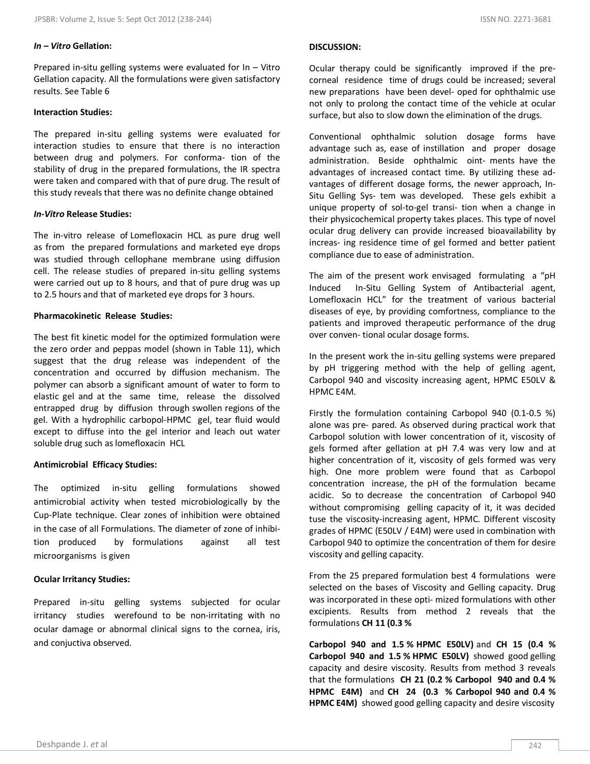**_In – Vitro_ Gellation:**

Prepared in-situ gelling systems were evaluated for In – Vitro Gellation capacity. All the formulations were given satisfactory results. See Table 6

**Interaction Studies:**

The prepared in-situ gelling systems were evaluated for interaction studies to ensure that there is no interaction between drug and polymers. For conforma- tion of the stability of drug in the prepared formulations, the IR spectra were taken and compared with that of pure drug. The result of this study reveals that there was no definite change obtained

**_In-Vitro_ Release Studies:**

The in-vitro release of Lomefloxacin HCL as pure drug well as from the prepared formulations and marketed eye drops was studied through cellophane membrane using diffusion cell. The release studies of prepared in-situ gelling systems were carried out up to 8 hours, and that of pure drug was up to 2.5 hours and that of marketed eye drops for 3 hours.

**Pharmacokinetic Release Studies:**

The best fit kinetic model for the optimized formulation were the zero order and peppas model (shown in Table 11), which suggest that the drug release was independent of the concentration and occurred by diffusion mechanism. The polymer can absorb a significant amount of water to form to elastic gel and at the same time, release the dissolved entrapped drug by diffusion through swollen regions of the gel. With a hydrophilic carbopol-HPMC gel, tear fluid would except to diffuse into the gel interior and leach out water soluble drug such as lomefloxacin HCL

**Antimicrobial Efficacy Studies:**

The optimized in-situ gelling formulations showed antimicrobial activity when tested microbiologically by the Cup-Plate technique. Clear zones of inhibition were obtained in the case of all Formulations. The diameter of zone of inhibi- tion produced by formulations against all test microorganisms is given

**Ocular Irritancy Studies:**

Prepared in-situ gelling systems subjected for ocular irritancy studies werefound to be non-irritating with no ocular damage or abnormal clinical signs to the cornea, iris, and conjuctiva observed.

**DISCUSSION:**

Ocular therapy could be significantly improved if the pre-corneal residence time of drugs could be increased; several new preparations have been devel- oped for ophthalmic use not only to prolong the contact time of the vehicle at ocular surface, but also to slow down the elimination of the drugs.

Conventional ophthalmic solution dosage forms have advantage such as, ease of instillation and proper dosage administration. Beside ophthalmic oint- ments have the advantages of increased contact time. By utilizing these ad- vantages of different dosage forms, the newer approach, In-Situ Gelling Sys- tem was developed. These gels exhibit a unique property of sol-to-gel transi- tion when a change in their physicochemical property takes places. This type of novel ocular drug delivery can provide increased bioavailability by increas- ing residence time of gel formed and better patient compliance due to ease of administration.

The aim of the present work envisaged formulating a "pH Induced In-Situ Gelling System of Antibacterial agent, Lomefloxacin HCL" for the treatment of various bacterial diseases of eye, by providing comfortness, compliance to the patients and improved therapeutic performance of the drug over conven- tional ocular dosage forms.

In the present work the in-situ gelling systems were prepared by pH triggering method with the help of gelling agent, Carbopol 940 and viscosity increasing agent, HPMC E50LV & HPMC E4M.

Firstly the formulation containing Carbopol 940 (0.1-0.5 %) alone was pre- pared. As observed during practical work that Carbopol solution with lower concentration of it, viscosity of gels formed after gellation at pH 7.4 was very low and at higher concentration of it, viscosity of gels formed was very high. One more problem were found that as Carbopol concentration increase, the pH of the formulation became acidic. So to decrease the concentration of Carbopol 940 without compromising gelling capacity of it, it was decided tuse the viscosity-increasing agent, HPMC. Different viscosity grades of HPMC (E50LV / E4M) were used in combination with Carbopol 940 to optimize the concentration of them for desire viscosity and gelling capacity.

From the 25 prepared formulation best 4 formulations were selected on the bases of Viscosity and Gelling capacity. Drug was incorporated in these opti- mized formulations with other excipients. Results from method 2 reveals that the formulations **CH 11 (0.3 % Carbopol 940 and 1.5 % HPMC E50LV)** and **CH 15 (0.4 % Carbopol 940 and 1.5 % HPMC E50LV)** showed good gelling capacity and desire viscosity. Results from method 3 reveals that the formulations **CH 21 (0.2 % Carbopol 940 and 0.4 % HPMC E4M)** and **CH 24 (0.3 % Carbopol 940 and 0.4 % HPMC E4M)** showed good gelling capacity and desire viscosity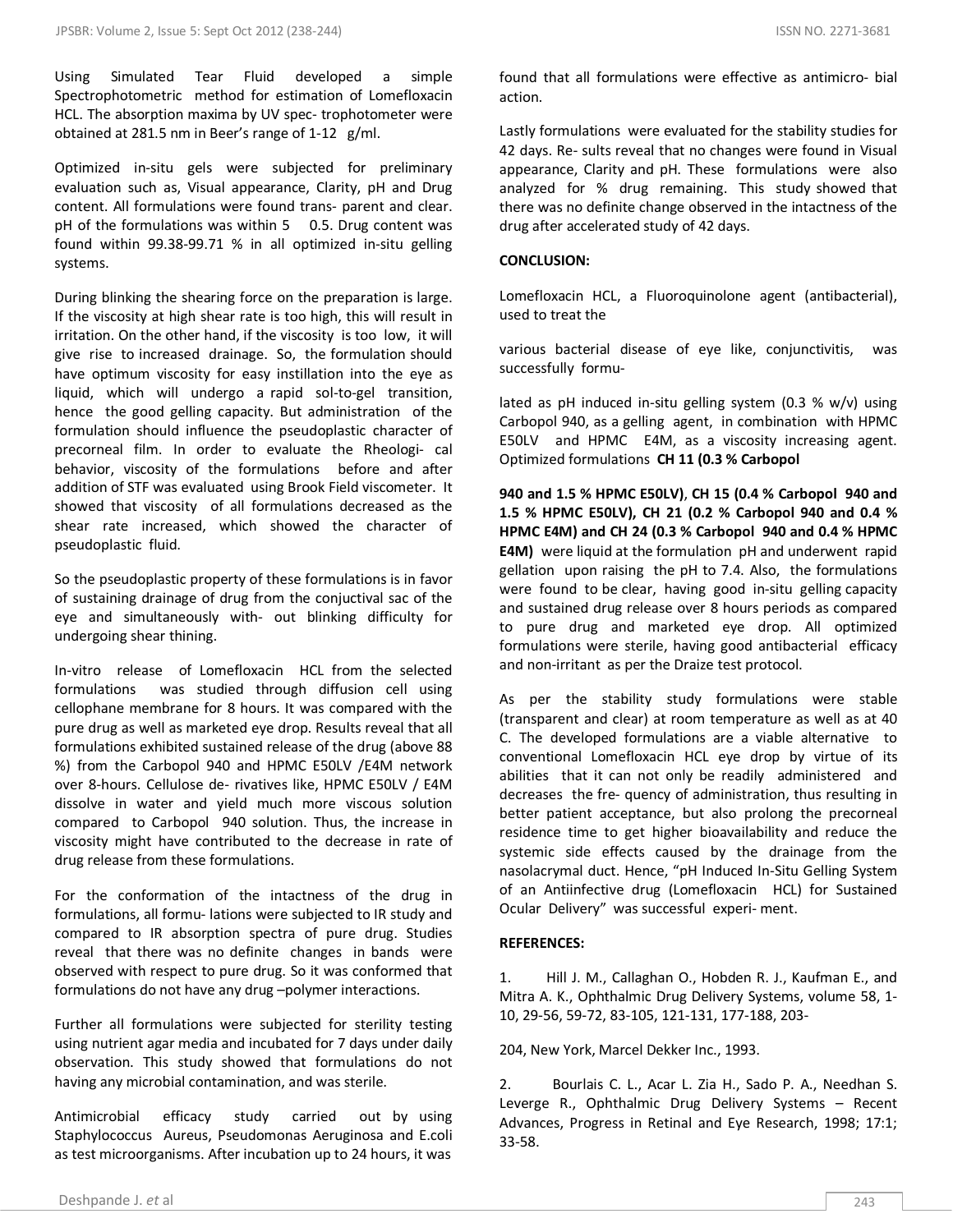Using Simulated Tear Fluid developed a simple Spectrophotometric method for estimation of Lomefloxacin HCL. The absorption maxima by UV spec- trophotometer were obtained at 281.5 nm in Beer's range of 1-12 g/ml.

Optimized in-situ gels were subjected for preliminary evaluation such as, Visual appearance, Clarity, pH and Drug content. All formulations were found trans- parent and clear. pH of the formulations was within 5 0.5. Drug content was found within 99.38-99.71 % in all optimized in-situ gelling systems.

During blinking the shearing force on the preparation is large. If the viscosity at high shear rate is too high, this will result in irritation. On the other hand, if the viscosity is too low, it will give rise to increased drainage. So, the formulation should have optimum viscosity for easy instillation into the eye as liquid, which will undergo a rapid sol-to-gel transition, hence the good gelling capacity. But administration of the formulation should influence the pseudoplastic character of precorneal film. In order to evaluate the Rheologi- cal behavior, viscosity of the formulations before and after addition of STF was evaluated using Brook Field viscometer. It showed that viscosity of all formulations decreased as the shear rate increased, which showed the character of pseudoplastic fluid.

So the pseudoplastic property of these formulations is in favor of sustaining drainage of drug from the conjuctival sac of the eye and simultaneously with- out blinking difficulty for undergoing shear thining.

In-vitro release of Lomefloxacin HCL from the selected formulations was studied through diffusion cell using cellophane membrane for 8 hours. It was compared with the pure drug as well as marketed eye drop. Results reveal that all formulations exhibited sustained release of the drug (above 88 %) from the Carbopol 940 and HPMC E50LV /E4M network over 8-hours. Cellulose de- rivatives like, HPMC E50LV / E4M dissolve in water and yield much more viscous solution compared to Carbopol 940 solution. Thus, the increase in viscosity might have contributed to the decrease in rate of drug release from these formulations.

For the conformation of the intactness of the drug in formulations, all formu- lations were subjected to IR study and compared to IR absorption spectra of pure drug. Studies reveal that there was no definite changes in bands were observed with respect to pure drug. So it was conformed that formulations do not have any drug –polymer interactions.

Further all formulations were subjected for sterility testing using nutrient agar media and incubated for 7 days under daily observation. This study showed that formulations do not having any microbial contamination, and was sterile.

Antimicrobial efficacy study carried out by using Staphylococcus Aureus, Pseudomonas Aeruginosa and E.coli as test microorganisms. After incubation up to 24 hours, it was found that all formulations were effective as antimicro- bial action.

Lastly formulations were evaluated for the stability studies for 42 days. Re- sults reveal that no changes were found in Visual appearance, Clarity and pH. These formulations were also analyzed for % drug remaining. This study showed that there was no definite change observed in the intactness of the drug after accelerated study of 42 days.

**CONCLUSION:**

Lomefloxacin HCL, a Fluoroquinolone agent (antibacterial), used to treat the

various bacterial disease of eye like, conjunctivitis, was successfully formu-

lated as pH induced in-situ gelling system (0.3 % w/v) using Carbopol 940, as a gelling agent, in combination with HPMC E50LV and HPMC E4M, as a viscosity increasing agent. Optimized formulations **CH 11 (0.3 % Carbopol**

**940 and 1.5 % HPMC E50LV)**, **CH 15 (0.4 % Carbopol 940 and 1.5 % HPMC E50LV), CH 21 (0.2 % Carbopol 940 and 0.4 % HPMC E4M) and CH 24 (0.3 % Carbopol 940 and 0.4 % HPMC E4M)** were liquid at the formulation pH and underwent rapid gellation upon raising the pH to 7.4. Also, the formulations were found to be clear, having good in-situ gelling capacity and sustained drug release over 8 hours periods as compared to pure drug and marketed eye drop. All optimized formulations were sterile, having good antibacterial efficacy and non-irritant as per the Draize test protocol.

As per the stability study formulations were stable (transparent and clear) at room temperature as well as at 40 C. The developed formulations are a viable alternative to conventional Lomefloxacin HCL eye drop by virtue of its abilities that it can not only be readily administered and decreases the fre- quency of administration, thus resulting in better patient acceptance, but also prolong the precorneal residence time to get higher bioavailability and reduce the systemic side effects caused by the drainage from the nasolacrymal duct. Hence, "pH Induced In-Situ Gelling System of an Antiinfective drug (Lomefloxacin HCL) for Sustained Ocular Delivery" was successful experi- ment.

**REFERENCES:**

1. Hill J. M., Callaghan O., Hobden R. J., Kaufman E., and Mitra A. K., Ophthalmic Drug Delivery Systems, volume 58, 1-10, 29-56, 59-72, 83-105, 121-131, 177-188, 203-

204, New York, Marcel Dekker Inc., 1993.

2. Bourlais C. L., Acar L. Zia H., Sado P. A., Needhan S. Leverge R., Ophthalmic Drug Delivery Systems – Recent Advances, Progress in Retinal and Eye Research, 1998; 17:1; 33-58.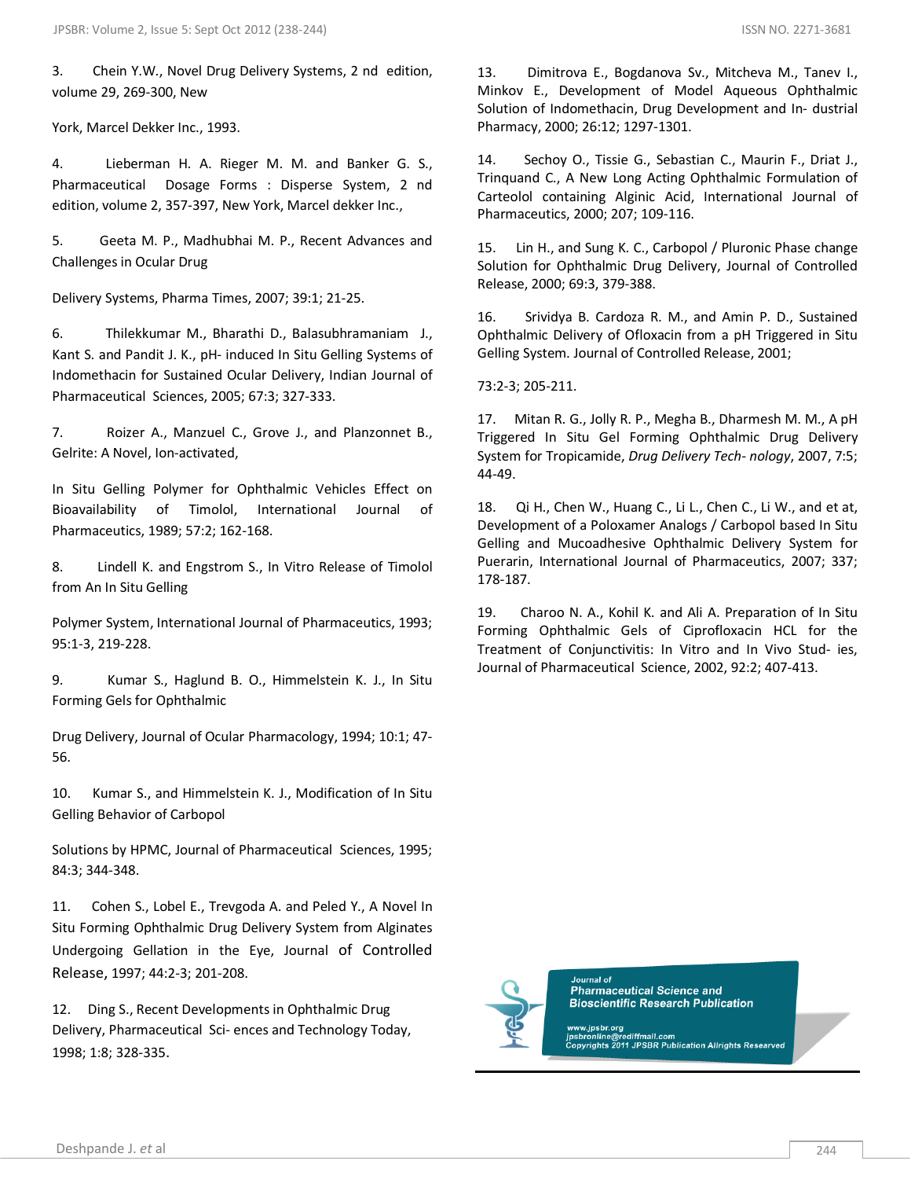3. Chein Y.W., Novel Drug Delivery Systems, 2 nd edition, volume 29, 269-300, New York, Marcel Dekker Inc., 1993.

4. Lieberman H. A. Rieger M. M. and Banker G. S., Pharmaceutical Dosage Forms : Disperse System, 2 nd edition, volume 2, 357-397, New York, Marcel dekker Inc.,

5. Geeta M. P., Madhubhai M. P., Recent Advances and Challenges in Ocular Drug Delivery Systems, Pharma Times, 2007; 39:1; 21-25.

6. Thilekkumar M., Bharathi D., Balasubhramaniam J., Kant S. and Pandit J. K., pH- induced In Situ Gelling Systems of Indomethacin for Sustained Ocular Delivery, Indian Journal of Pharmaceutical Sciences, 2005; 67:3; 327-333.

7. Roizer A., Manzuel C., Grove J., and Planzonnet B., Gelrite: A Novel, Ion-activated, In Situ Gelling Polymer for Ophthalmic Vehicles Effect on Bioavailability of Timolol, International Journal of Pharmaceutics, 1989; 57:2; 162-168.

8. Lindell K. and Engstrom S., In Vitro Release of Timolol from An In Situ Gelling Polymer System, International Journal of Pharmaceutics, 1993; 95:1-3, 219-228.

9. Kumar S., Haglund B. O., Himmelstein K. J., In Situ Forming Gels for Ophthalmic Drug Delivery, Journal of Ocular Pharmacology, 1994; 10:1; 47-56.

10. Kumar S., and Himmelstein K. J., Modification of In Situ Gelling Behavior of Carbopol Solutions by HPMC, Journal of Pharmaceutical Sciences, 1995; 84:3; 344-348.

11. Cohen S., Lobel E., Trevgoda A. and Peled Y., A Novel In Situ Forming Ophthalmic Drug Delivery System from Alginates Undergoing Gellation in the Eye, Journal of Controlled Release, 1997; 44:2-3; 201-208.

12. Ding S., Recent Developments in Ophthalmic Drug Delivery, Pharmaceutical Sci- ences and Technology Today, 1998; 1:8; 328-335.

13. Dimitrova E., Bogdanova Sv., Mitcheva M., Tanev I., Minkov E., Development of Model Aqueous Ophthalmic Solution of Indomethacin, Drug Development and In- dustrial Pharmacy, 2000; 26:12; 1297-1301.

14. Sechoy O., Tissie G., Sebastian C., Maurin F., Driat J., Trinquand C., A New Long Acting Ophthalmic Formulation of Carteolol containing Alginic Acid, International Journal of Pharmaceutics, 2000; 207; 109-116.

15. Lin H., and Sung K. C., Carbopol / Pluronic Phase change Solution for Ophthalmic Drug Delivery, Journal of Controlled Release, 2000; 69:3, 379-388.

16. Srividya B. Cardoza R. M., and Amin P. D., Sustained Ophthalmic Delivery of Ofloxacin from a pH Triggered in Situ Gelling System. Journal of Controlled Release, 2001; 73:2-3; 205-211.

17. Mitan R. G., Jolly R. P., Megha B., Dharmesh M. M., A pH Triggered In Situ Gel Forming Ophthalmic Drug Delivery System for Tropicamide, *Drug Delivery Tech- nology*, 2007, 7:5; 44-49.

18. Qi H., Chen W., Huang C., Li L., Chen C., Li W., and et at, Development of a Poloxamer Analogs / Carbopol based In Situ Gelling and Mucoadhesive Ophthalmic Delivery System for Puerarin, International Journal of Pharmaceutics, 2007; 337; 178-187.

19. Charoo N. A., Kohil K. and Ali A. Preparation of In Situ Forming Ophthalmic Gels of Ciprofloxacin HCL for the Treatment of Conjunctivitis: In Vitro and In Vivo Stud- ies, Journal of Pharmaceutical Science, 2002, 92:2; 407-413.

Journal of Pharmaceutical Science and Bioscientific Research Publication
www.jpsbr.org
jpsbronline@rediffmail.com
Copyrights 2011 JPSBR Publication Allrights Researved